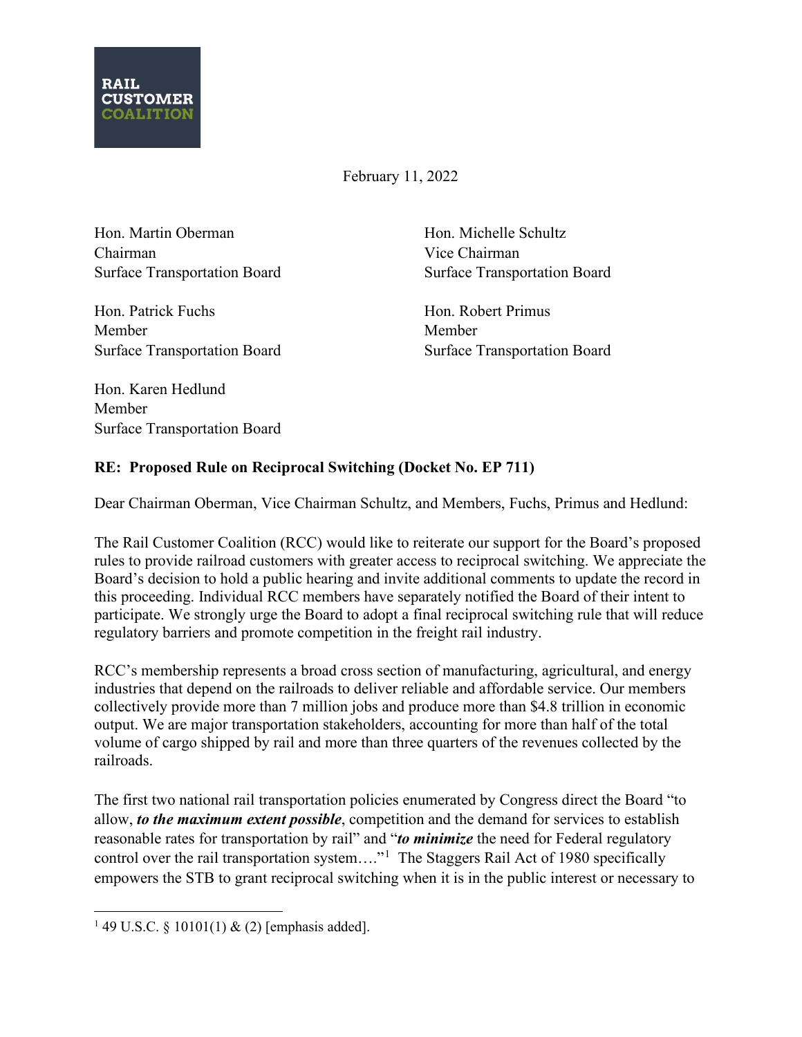RAIL CUSTOMER COALITION

February 11, 2022

Hon. Martin Oberman
Chairman
Surface Transportation Board

Hon. Michelle Schultz
Vice Chairman
Surface Transportation Board

Hon. Patrick Fuchs
Member
Surface Transportation Board

Hon. Robert Primus
Member
Surface Transportation Board

Hon. Karen Hedlund
Member
Surface Transportation Board

**RE: Proposed Rule on Reciprocal Switching (Docket No. EP 711)**

Dear Chairman Oberman, Vice Chairman Schultz, and Members, Fuchs, Primus and Hedlund:

The Rail Customer Coalition (RCC) would like to reiterate our support for the Board's proposed rules to provide railroad customers with greater access to reciprocal switching. We appreciate the Board's decision to hold a public hearing and invite additional comments to update the record in this proceeding. Individual RCC members have separately notified the Board of their intent to participate. We strongly urge the Board to adopt a final reciprocal switching rule that will reduce regulatory barriers and promote competition in the freight rail industry.

RCC's membership represents a broad cross section of manufacturing, agricultural, and energy industries that depend on the railroads to deliver reliable and affordable service. Our members collectively provide more than 7 million jobs and produce more than $4.8 trillion in economic output. We are major transportation stakeholders, accounting for more than half of the total volume of cargo shipped by rail and more than three quarters of the revenues collected by the railroads.

The first two national rail transportation policies enumerated by Congress direct the Board "to allow, ***to the maximum extent possible***, competition and the demand for services to establish reasonable rates for transportation by rail" and "***to minimize*** the need for Federal regulatory control over the rail transportation system…."[1] The Staggers Rail Act of 1980 specifically empowers the STB to grant reciprocal switching when it is in the public interest or necessary to

[1] 49 U.S.C. § 10101(1) & (2) [emphasis added].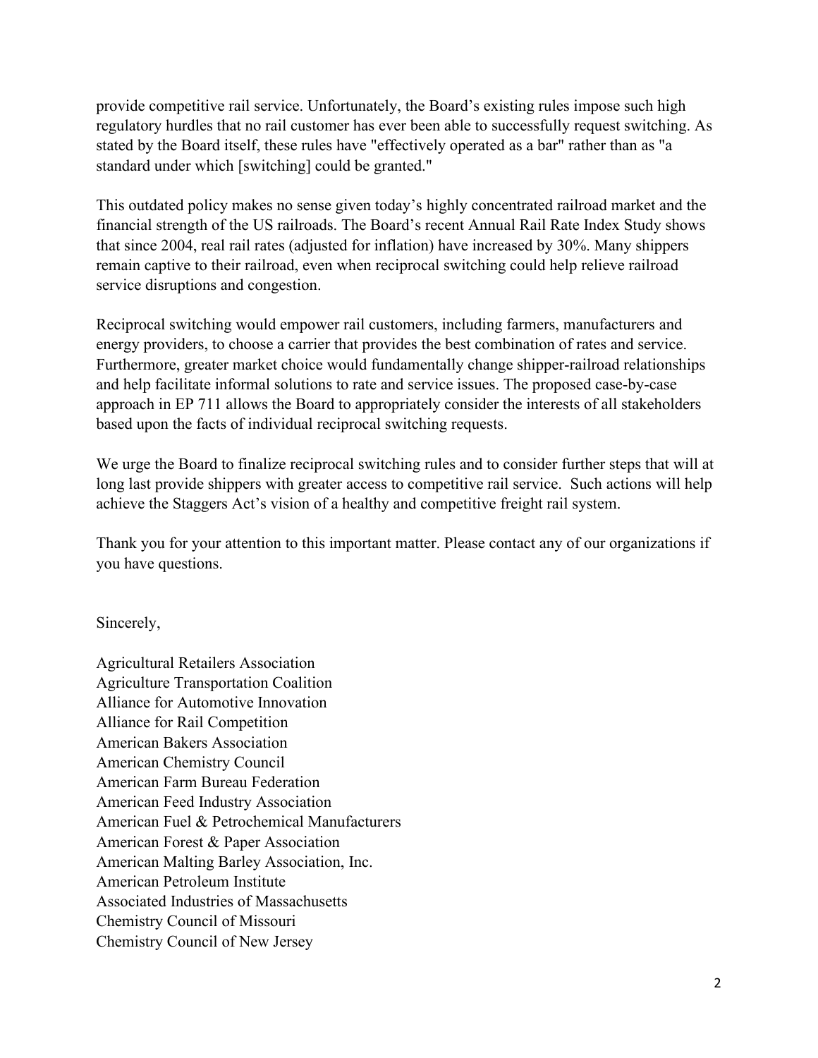provide competitive rail service. Unfortunately, the Board's existing rules impose such high regulatory hurdles that no rail customer has ever been able to successfully request switching. As stated by the Board itself, these rules have "effectively operated as a bar" rather than as "a standard under which [switching] could be granted."

This outdated policy makes no sense given today's highly concentrated railroad market and the financial strength of the US railroads. The Board's recent Annual Rail Rate Index Study shows that since 2004, real rail rates (adjusted for inflation) have increased by 30%. Many shippers remain captive to their railroad, even when reciprocal switching could help relieve railroad service disruptions and congestion.

Reciprocal switching would empower rail customers, including farmers, manufacturers and energy providers, to choose a carrier that provides the best combination of rates and service. Furthermore, greater market choice would fundamentally change shipper-railroad relationships and help facilitate informal solutions to rate and service issues. The proposed case-by-case approach in EP 711 allows the Board to appropriately consider the interests of all stakeholders based upon the facts of individual reciprocal switching requests.

We urge the Board to finalize reciprocal switching rules and to consider further steps that will at long last provide shippers with greater access to competitive rail service. Such actions will help achieve the Staggers Act's vision of a healthy and competitive freight rail system.

Thank you for your attention to this important matter. Please contact any of our organizations if you have questions.

Sincerely,

Agricultural Retailers Association
Agriculture Transportation Coalition
Alliance for Automotive Innovation
Alliance for Rail Competition
American Bakers Association
American Chemistry Council
American Farm Bureau Federation
American Feed Industry Association
American Fuel & Petrochemical Manufacturers
American Forest & Paper Association
American Malting Barley Association, Inc.
American Petroleum Institute
Associated Industries of Massachusetts
Chemistry Council of Missouri
Chemistry Council of New Jersey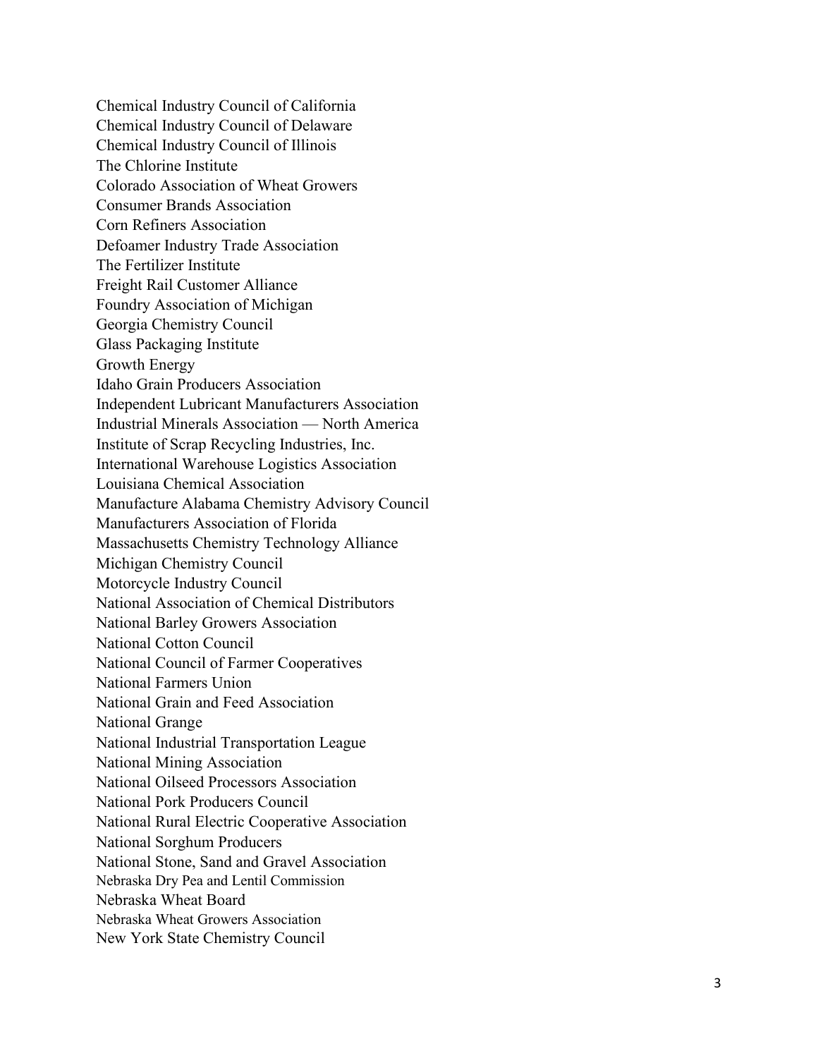Chemical Industry Council of California
Chemical Industry Council of Delaware
Chemical Industry Council of Illinois
The Chlorine Institute
Colorado Association of Wheat Growers
Consumer Brands Association
Corn Refiners Association
Defoamer Industry Trade Association
The Fertilizer Institute
Freight Rail Customer Alliance
Foundry Association of Michigan
Georgia Chemistry Council
Glass Packaging Institute
Growth Energy
Idaho Grain Producers Association
Independent Lubricant Manufacturers Association
Industrial Minerals Association — North America
Institute of Scrap Recycling Industries, Inc.
International Warehouse Logistics Association
Louisiana Chemical Association
Manufacture Alabama Chemistry Advisory Council
Manufacturers Association of Florida
Massachusetts Chemistry Technology Alliance
Michigan Chemistry Council
Motorcycle Industry Council
National Association of Chemical Distributors
National Barley Growers Association
National Cotton Council
National Council of Farmer Cooperatives
National Farmers Union
National Grain and Feed Association
National Grange
National Industrial Transportation League
National Mining Association
National Oilseed Processors Association
National Pork Producers Council
National Rural Electric Cooperative Association
National Sorghum Producers
National Stone, Sand and Gravel Association
Nebraska Dry Pea and Lentil Commission
Nebraska Wheat Board
Nebraska Wheat Growers Association
New York State Chemistry Council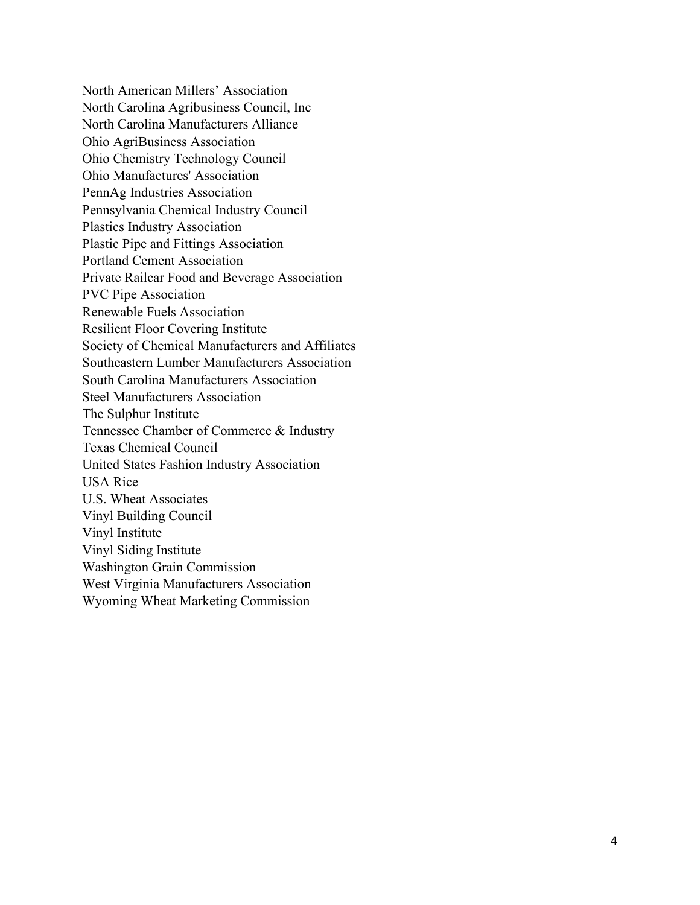North American Millers' Association
North Carolina Agribusiness Council, Inc
North Carolina Manufacturers Alliance
Ohio AgriBusiness Association
Ohio Chemistry Technology Council
Ohio Manufactures' Association
PennAg Industries Association
Pennsylvania Chemical Industry Council
Plastics Industry Association
Plastic Pipe and Fittings Association
Portland Cement Association
Private Railcar Food and Beverage Association
PVC Pipe Association
Renewable Fuels Association
Resilient Floor Covering Institute
Society of Chemical Manufacturers and Affiliates
Southeastern Lumber Manufacturers Association
South Carolina Manufacturers Association
Steel Manufacturers Association
The Sulphur Institute
Tennessee Chamber of Commerce & Industry
Texas Chemical Council
United States Fashion Industry Association
USA Rice
U.S. Wheat Associates
Vinyl Building Council
Vinyl Institute
Vinyl Siding Institute
Washington Grain Commission
West Virginia Manufacturers Association
Wyoming Wheat Marketing Commission